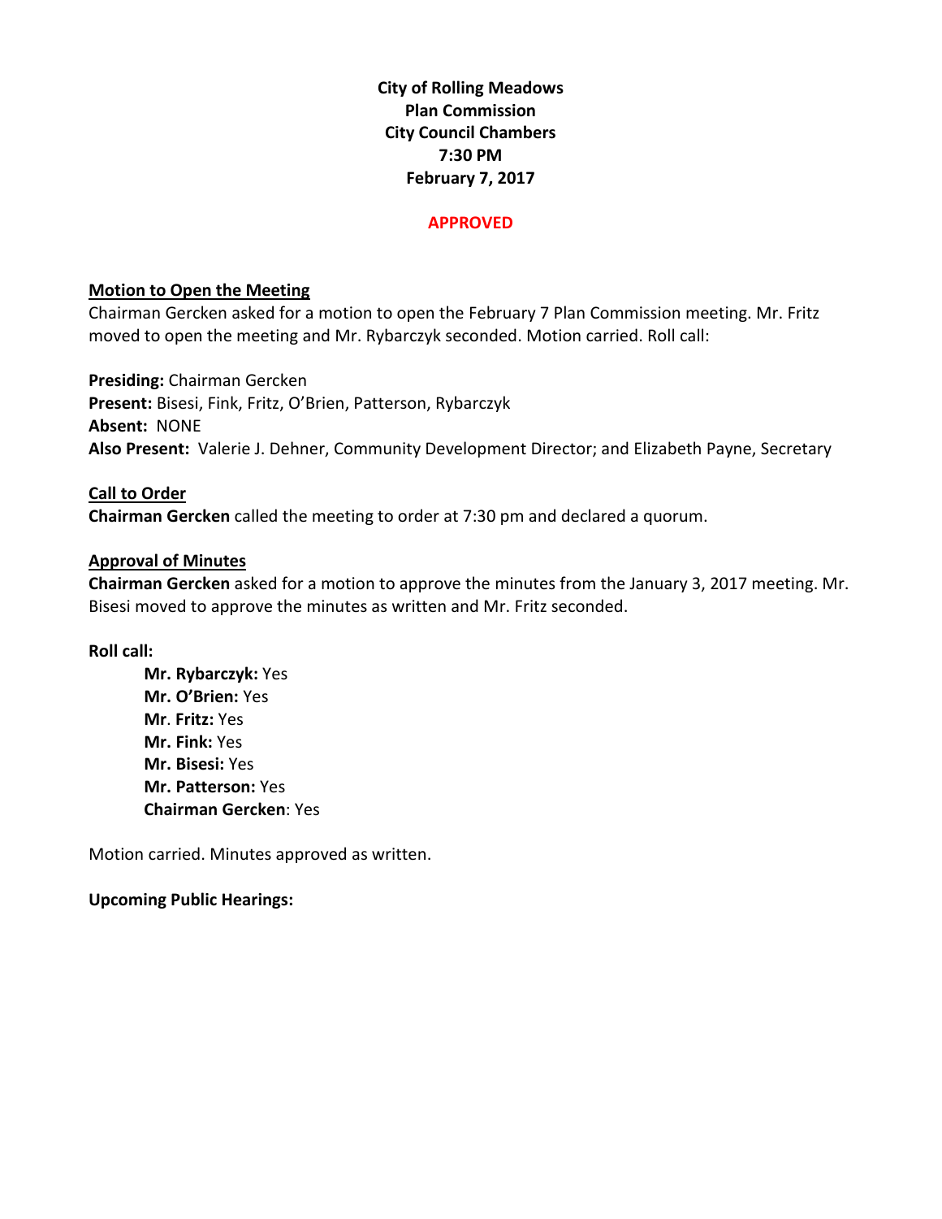**City of Rolling Meadows**
**Plan Commission**
**City Council Chambers**
**7:30 PM**
**February 7, 2017**

**APPROVED**

## Motion to Open the Meeting

Chairman Gercken asked for a motion to open the February 7 Plan Commission meeting. Mr. Fritz moved to open the meeting and Mr. Rybarczyk seconded. Motion carried. Roll call:

**Presiding:** Chairman Gercken
**Present:** Bisesi, Fink, Fritz, O'Brien, Patterson, Rybarczyk
**Absent:** NONE
**Also Present:** Valerie J. Dehner, Community Development Director; and Elizabeth Payne, Secretary

## Call to Order

**Chairman Gercken** called the meeting to order at 7:30 pm and declared a quorum.

## Approval of Minutes

**Chairman Gercken** asked for a motion to approve the minutes from the January 3, 2017 meeting. Mr. Bisesi moved to approve the minutes as written and Mr. Fritz seconded.

**Roll call:**

**Mr. Rybarczyk:** Yes
**Mr. O'Brien:** Yes
**Mr. Fritz:** Yes
**Mr. Fink:** Yes
**Mr. Bisesi:** Yes
**Mr. Patterson:** Yes
**Chairman Gercken**: Yes

Motion carried. Minutes approved as written.

**Upcoming Public Hearings:**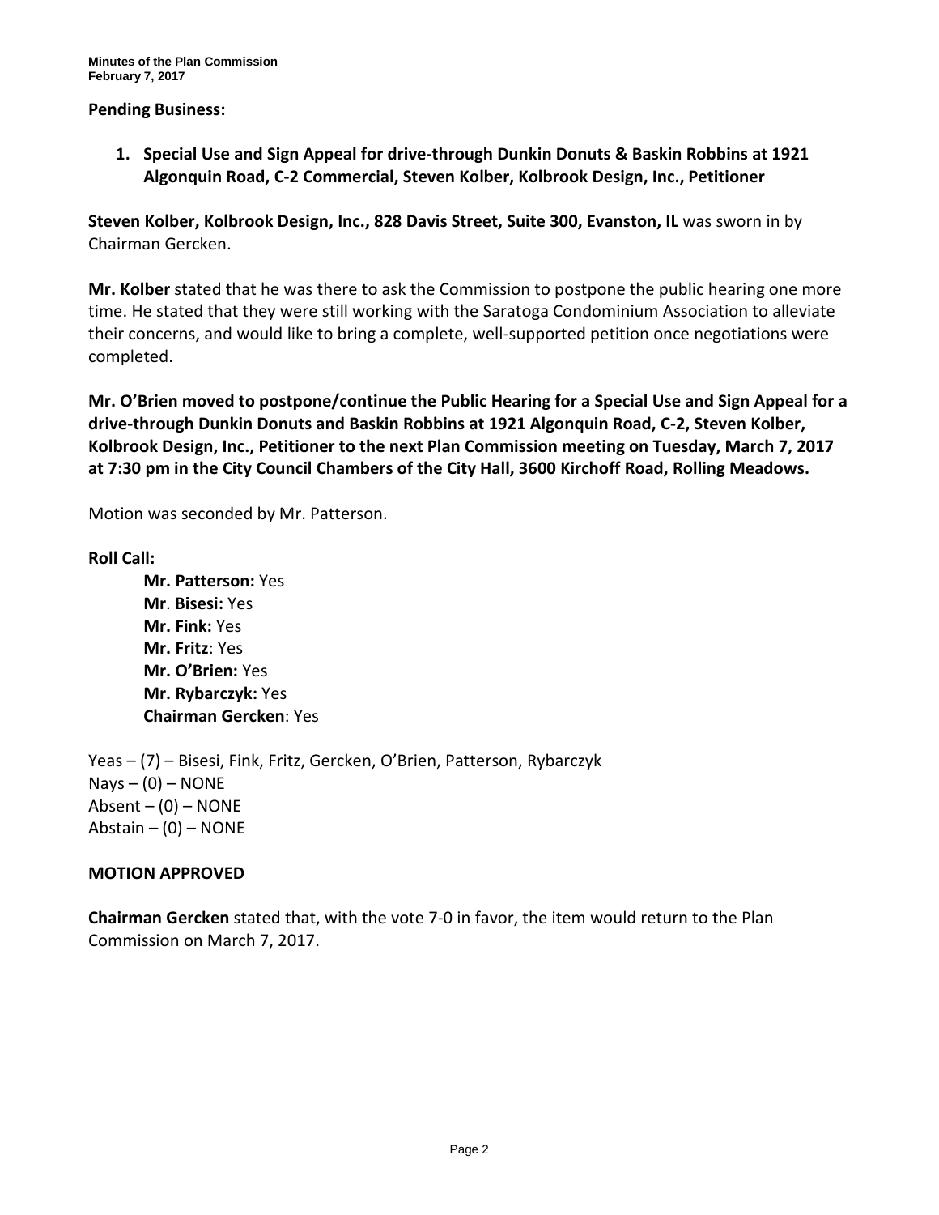**Pending Business:**

1. **Special Use and Sign Appeal for drive-through Dunkin Donuts & Baskin Robbins at 1921 Algonquin Road, C-2 Commercial, Steven Kolber, Kolbrook Design, Inc., Petitioner**

**Steven Kolber, Kolbrook Design, Inc., 828 Davis Street, Suite 300, Evanston, IL** was sworn in by Chairman Gercken.

**Mr. Kolber** stated that he was there to ask the Commission to postpone the public hearing one more time. He stated that they were still working with the Saratoga Condominium Association to alleviate their concerns, and would like to bring a complete, well-supported petition once negotiations were completed.

**Mr. O'Brien moved to postpone/continue the Public Hearing for a Special Use and Sign Appeal for a drive-through Dunkin Donuts and Baskin Robbins at 1921 Algonquin Road, C-2, Steven Kolber, Kolbrook Design, Inc., Petitioner to the next Plan Commission meeting on Tuesday, March 7, 2017 at 7:30 pm in the City Council Chambers of the City Hall, 3600 Kirchoff Road, Rolling Meadows.**

Motion was seconded by Mr. Patterson.

**Roll Call:**

**Mr. Patterson:** Yes
**Mr. Bisesi:** Yes
**Mr. Fink:** Yes
**Mr. Fritz**: Yes
**Mr. O'Brien:** Yes
**Mr. Rybarczyk:** Yes
**Chairman Gercken**: Yes

Yeas – (7) – Bisesi, Fink, Fritz, Gercken, O'Brien, Patterson, Rybarczyk
Nays – (0) – NONE
Absent – (0) – NONE
Abstain – (0) – NONE

**MOTION APPROVED**

**Chairman Gercken** stated that, with the vote 7-0 in favor, the item would return to the Plan Commission on March 7, 2017.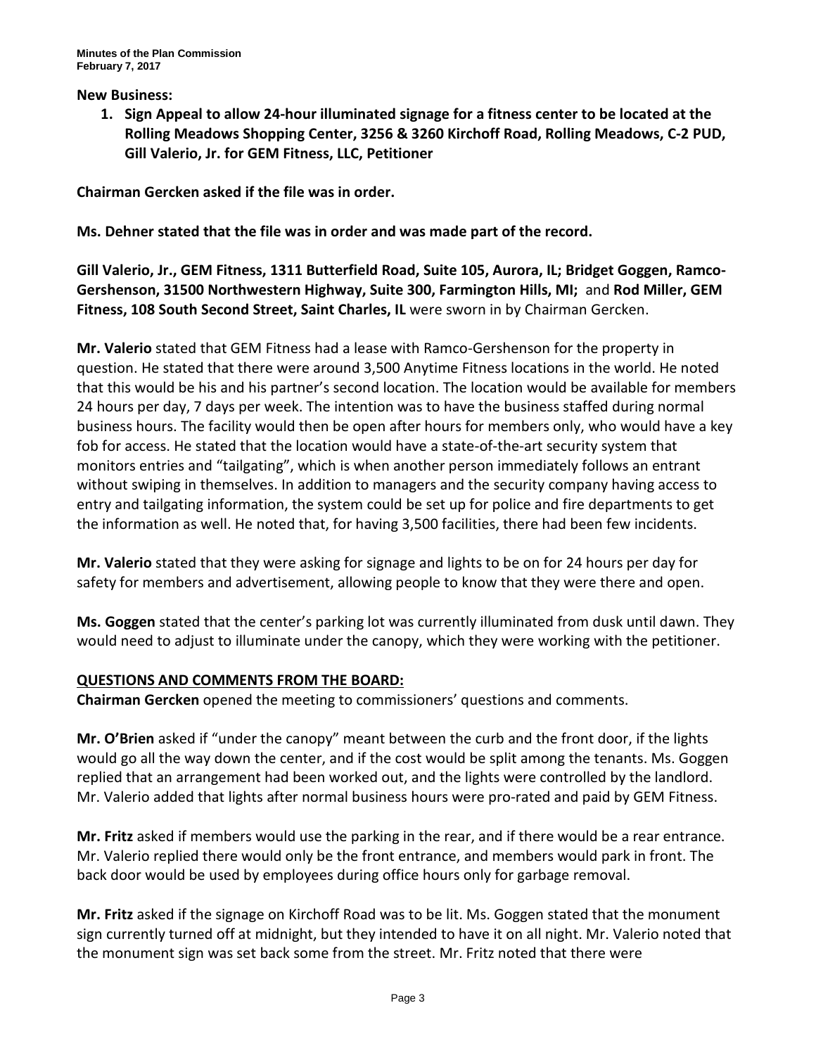**New Business:**

1. **Sign Appeal to allow 24-hour illuminated signage for a fitness center to be located at the Rolling Meadows Shopping Center, 3256 & 3260 Kirchoff Road, Rolling Meadows, C-2 PUD, Gill Valerio, Jr. for GEM Fitness, LLC, Petitioner**

**Chairman Gercken asked if the file was in order.**

**Ms. Dehner stated that the file was in order and was made part of the record.**

**Gill Valerio, Jr., GEM Fitness, 1311 Butterfield Road, Suite 105, Aurora, IL; Bridget Goggen, Ramco-Gershenson, 31500 Northwestern Highway, Suite 300, Farmington Hills, MI;** and **Rod Miller, GEM Fitness, 108 South Second Street, Saint Charles, IL** were sworn in by Chairman Gercken.

**Mr. Valerio** stated that GEM Fitness had a lease with Ramco-Gershenson for the property in question. He stated that there were around 3,500 Anytime Fitness locations in the world. He noted that this would be his and his partner's second location. The location would be available for members 24 hours per day, 7 days per week. The intention was to have the business staffed during normal business hours. The facility would then be open after hours for members only, who would have a key fob for access. He stated that the location would have a state-of-the-art security system that monitors entries and "tailgating", which is when another person immediately follows an entrant without swiping in themselves. In addition to managers and the security company having access to entry and tailgating information, the system could be set up for police and fire departments to get the information as well. He noted that, for having 3,500 facilities, there had been few incidents.

**Mr. Valerio** stated that they were asking for signage and lights to be on for 24 hours per day for safety for members and advertisement, allowing people to know that they were there and open.

**Ms. Goggen** stated that the center's parking lot was currently illuminated from dusk until dawn. They would need to adjust to illuminate under the canopy, which they were working with the petitioner.

**QUESTIONS AND COMMENTS FROM THE BOARD:**

**Chairman Gercken** opened the meeting to commissioners' questions and comments.

**Mr. O'Brien** asked if "under the canopy" meant between the curb and the front door, if the lights would go all the way down the center, and if the cost would be split among the tenants. Ms. Goggen replied that an arrangement had been worked out, and the lights were controlled by the landlord. Mr. Valerio added that lights after normal business hours were pro-rated and paid by GEM Fitness.

**Mr. Fritz** asked if members would use the parking in the rear, and if there would be a rear entrance. Mr. Valerio replied there would only be the front entrance, and members would park in front. The back door would be used by employees during office hours only for garbage removal.

**Mr. Fritz** asked if the signage on Kirchoff Road was to be lit. Ms. Goggen stated that the monument sign currently turned off at midnight, but they intended to have it on all night. Mr. Valerio noted that the monument sign was set back some from the street. Mr. Fritz noted that there were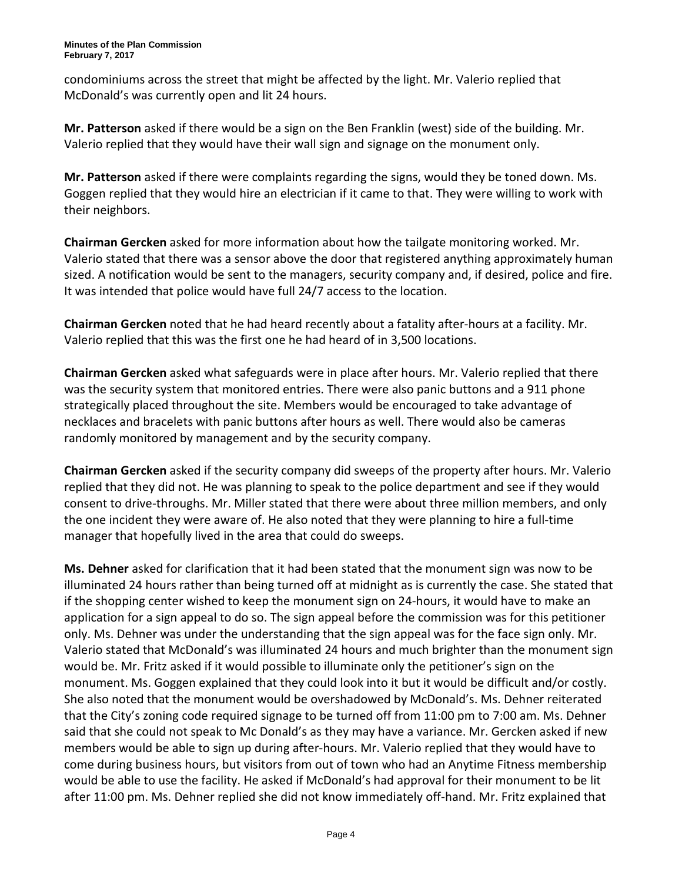condominiums across the street that might be affected by the light. Mr. Valerio replied that McDonald's was currently open and lit 24 hours.

**Mr. Patterson** asked if there would be a sign on the Ben Franklin (west) side of the building. Mr. Valerio replied that they would have their wall sign and signage on the monument only.

**Mr. Patterson** asked if there were complaints regarding the signs, would they be toned down. Ms. Goggen replied that they would hire an electrician if it came to that. They were willing to work with their neighbors.

**Chairman Gercken** asked for more information about how the tailgate monitoring worked. Mr. Valerio stated that there was a sensor above the door that registered anything approximately human sized. A notification would be sent to the managers, security company and, if desired, police and fire. It was intended that police would have full 24/7 access to the location.

**Chairman Gercken** noted that he had heard recently about a fatality after-hours at a facility. Mr. Valerio replied that this was the first one he had heard of in 3,500 locations.

**Chairman Gercken** asked what safeguards were in place after hours. Mr. Valerio replied that there was the security system that monitored entries. There were also panic buttons and a 911 phone strategically placed throughout the site. Members would be encouraged to take advantage of necklaces and bracelets with panic buttons after hours as well. There would also be cameras randomly monitored by management and by the security company.

**Chairman Gercken** asked if the security company did sweeps of the property after hours. Mr. Valerio replied that they did not. He was planning to speak to the police department and see if they would consent to drive-throughs. Mr. Miller stated that there were about three million members, and only the one incident they were aware of. He also noted that they were planning to hire a full-time manager that hopefully lived in the area that could do sweeps.

**Ms. Dehner** asked for clarification that it had been stated that the monument sign was now to be illuminated 24 hours rather than being turned off at midnight as is currently the case. She stated that if the shopping center wished to keep the monument sign on 24-hours, it would have to make an application for a sign appeal to do so. The sign appeal before the commission was for this petitioner only. Ms. Dehner was under the understanding that the sign appeal was for the face sign only. Mr. Valerio stated that McDonald's was illuminated 24 hours and much brighter than the monument sign would be. Mr. Fritz asked if it would possible to illuminate only the petitioner's sign on the monument. Ms. Goggen explained that they could look into it but it would be difficult and/or costly. She also noted that the monument would be overshadowed by McDonald's. Ms. Dehner reiterated that the City's zoning code required signage to be turned off from 11:00 pm to 7:00 am. Ms. Dehner said that she could not speak to Mc Donald's as they may have a variance. Mr. Gercken asked if new members would be able to sign up during after-hours. Mr. Valerio replied that they would have to come during business hours, but visitors from out of town who had an Anytime Fitness membership would be able to use the facility. He asked if McDonald's had approval for their monument to be lit after 11:00 pm. Ms. Dehner replied she did not know immediately off-hand. Mr. Fritz explained that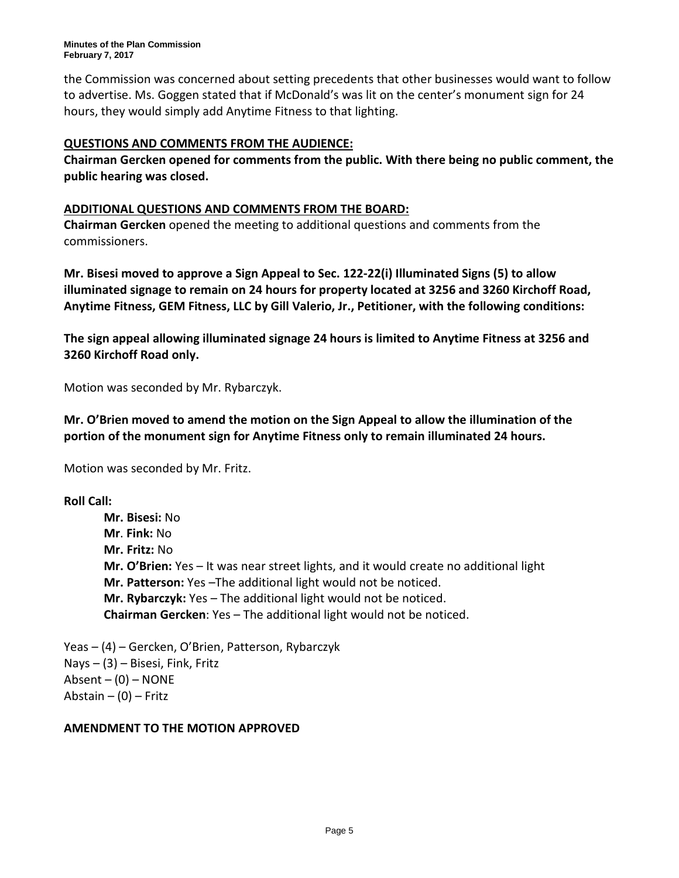the Commission was concerned about setting precedents that other businesses would want to follow to advertise. Ms. Goggen stated that if McDonald's was lit on the center's monument sign for 24 hours, they would simply add Anytime Fitness to that lighting.

**QUESTIONS AND COMMENTS FROM THE AUDIENCE:**

**Chairman Gercken opened for comments from the public. With there being no public comment, the public hearing was closed.**

**ADDITIONAL QUESTIONS AND COMMENTS FROM THE BOARD:**

**Chairman Gercken** opened the meeting to additional questions and comments from the commissioners.

**Mr. Bisesi moved to approve a Sign Appeal to Sec. 122-22(i) Illuminated Signs (5) to allow illuminated signage to remain on 24 hours for property located at 3256 and 3260 Kirchoff Road, Anytime Fitness, GEM Fitness, LLC by Gill Valerio, Jr., Petitioner, with the following conditions:**

**The sign appeal allowing illuminated signage 24 hours is limited to Anytime Fitness at 3256 and 3260 Kirchoff Road only.**

Motion was seconded by Mr. Rybarczyk.

**Mr. O'Brien moved to amend the motion on the Sign Appeal to allow the illumination of the portion of the monument sign for Anytime Fitness only to remain illuminated 24 hours.**

Motion was seconded by Mr. Fritz.

**Roll Call:**

- **Mr. Bisesi:** No
- **Mr. Fink:** No
- **Mr. Fritz:** No
- **Mr. O'Brien:** Yes – It was near street lights, and it would create no additional light
- **Mr. Patterson:** Yes –The additional light would not be noticed.
- **Mr. Rybarczyk:** Yes – The additional light would not be noticed.
- **Chairman Gercken**: Yes – The additional light would not be noticed.

Yeas – (4) – Gercken, O'Brien, Patterson, Rybarczyk
Nays – (3) – Bisesi, Fink, Fritz
Absent – (0) – NONE
Abstain – (0) – Fritz

**AMENDMENT TO THE MOTION APPROVED**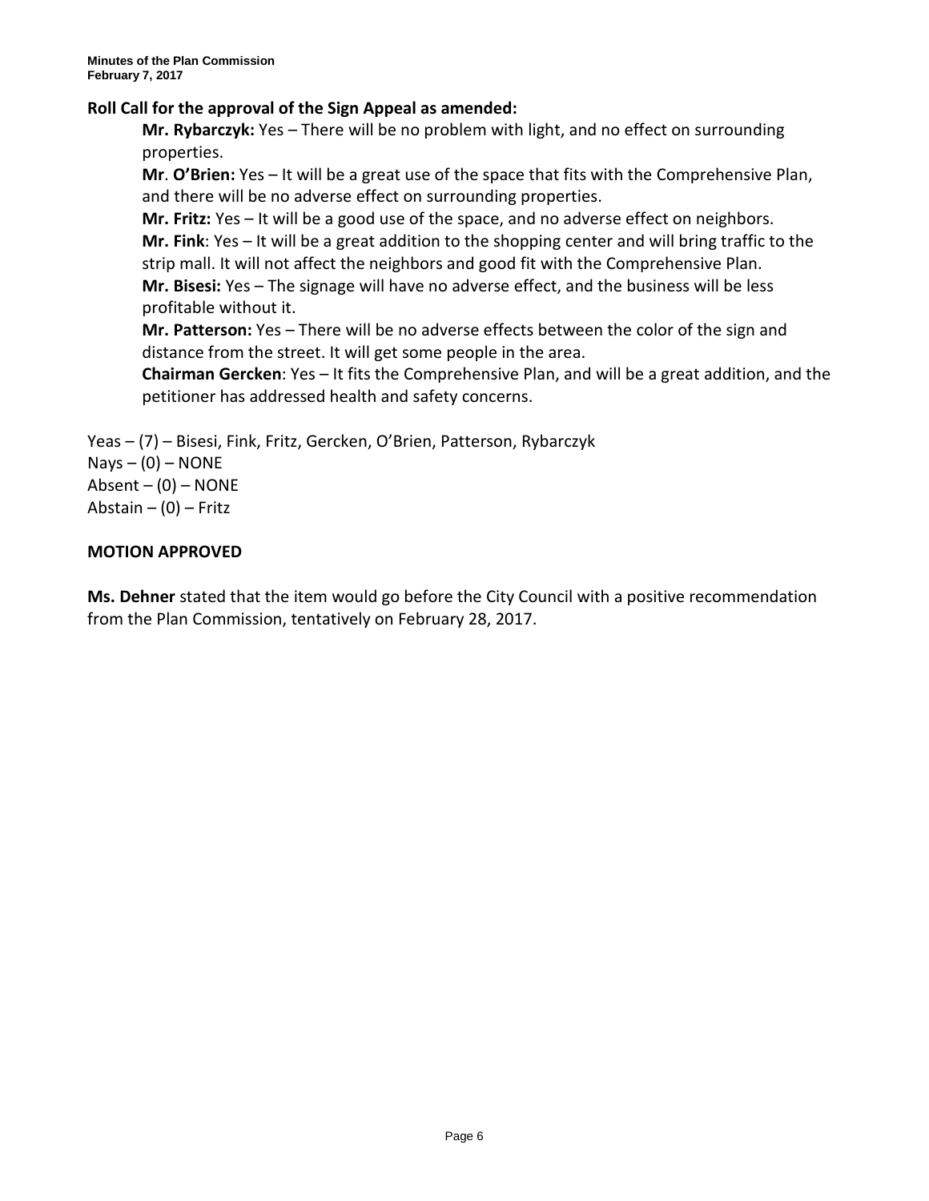**Roll Call for the approval of the Sign Appeal as amended:**

**Mr. Rybarczyk:** Yes – There will be no problem with light, and no effect on surrounding properties.

**Mr**. **O'Brien:** Yes – It will be a great use of the space that fits with the Comprehensive Plan, and there will be no adverse effect on surrounding properties.

**Mr. Fritz:** Yes – It will be a good use of the space, and no adverse effect on neighbors.

**Mr. Fink**: Yes – It will be a great addition to the shopping center and will bring traffic to the strip mall. It will not affect the neighbors and good fit with the Comprehensive Plan.

**Mr. Bisesi:** Yes – The signage will have no adverse effect, and the business will be less profitable without it.

**Mr. Patterson:** Yes – There will be no adverse effects between the color of the sign and distance from the street. It will get some people in the area.

**Chairman Gercken**: Yes – It fits the Comprehensive Plan, and will be a great addition, and the petitioner has addressed health and safety concerns.

Yeas – (7) – Bisesi, Fink, Fritz, Gercken, O'Brien, Patterson, Rybarczyk
Nays – (0) – NONE
Absent – (0) – NONE
Abstain – (0) – Fritz

**MOTION APPROVED**

**Ms. Dehner** stated that the item would go before the City Council with a positive recommendation from the Plan Commission, tentatively on February 28, 2017.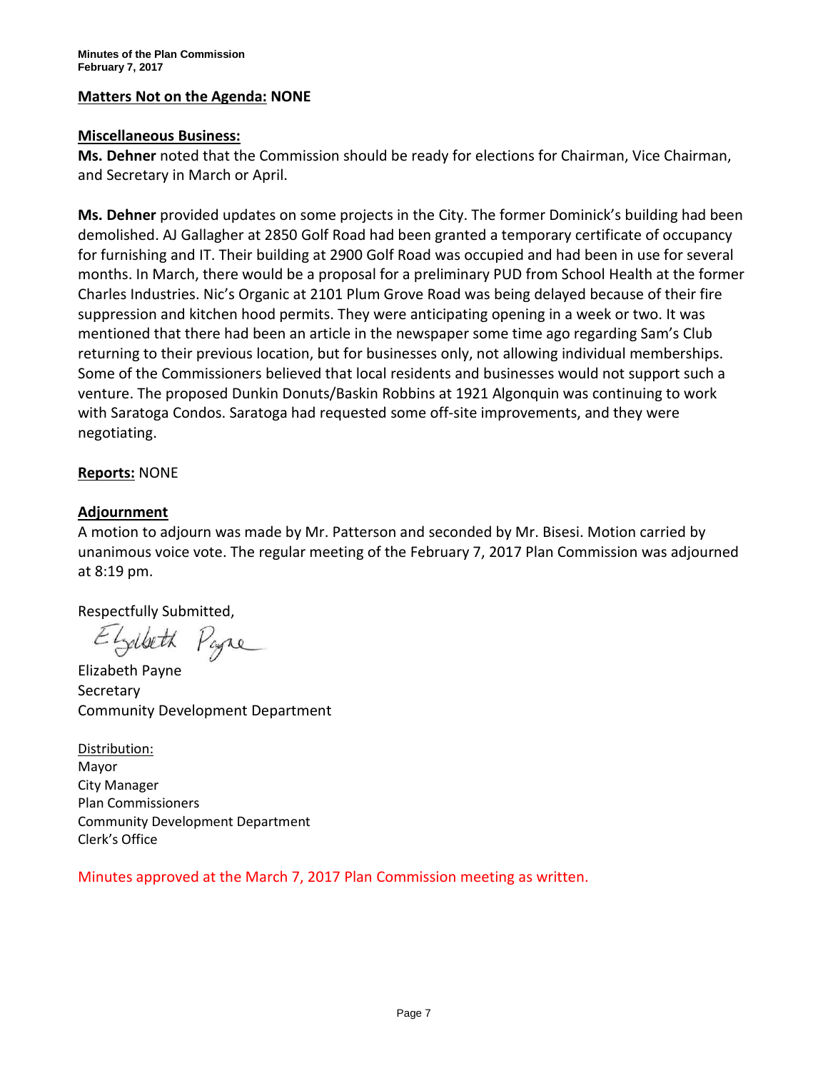**Matters Not on the Agenda:** **NONE**

**Miscellaneous Business:**

**Ms. Dehner** noted that the Commission should be ready for elections for Chairman, Vice Chairman, and Secretary in March or April.

**Ms. Dehner** provided updates on some projects in the City. The former Dominick's building had been demolished. AJ Gallagher at 2850 Golf Road had been granted a temporary certificate of occupancy for furnishing and IT. Their building at 2900 Golf Road was occupied and had been in use for several months. In March, there would be a proposal for a preliminary PUD from School Health at the former Charles Industries. Nic's Organic at 2101 Plum Grove Road was being delayed because of their fire suppression and kitchen hood permits. They were anticipating opening in a week or two. It was mentioned that there had been an article in the newspaper some time ago regarding Sam's Club returning to their previous location, but for businesses only, not allowing individual memberships. Some of the Commissioners believed that local residents and businesses would not support such a venture. The proposed Dunkin Donuts/Baskin Robbins at 1921 Algonquin was continuing to work with Saratoga Condos. Saratoga had requested some off-site improvements, and they were negotiating.

**Reports:** NONE

**Adjournment**

A motion to adjourn was made by Mr. Patterson and seconded by Mr. Bisesi. Motion carried by unanimous voice vote. The regular meeting of the February 7, 2017 Plan Commission was adjourned at 8:19 pm.

Respectfully Submitted,

Elizabeth Payne

Elizabeth Payne
Secretary
Community Development Department

Distribution:
Mayor
City Manager
Plan Commissioners
Community Development Department
Clerk's Office

Minutes approved at the March 7, 2017 Plan Commission meeting as written.